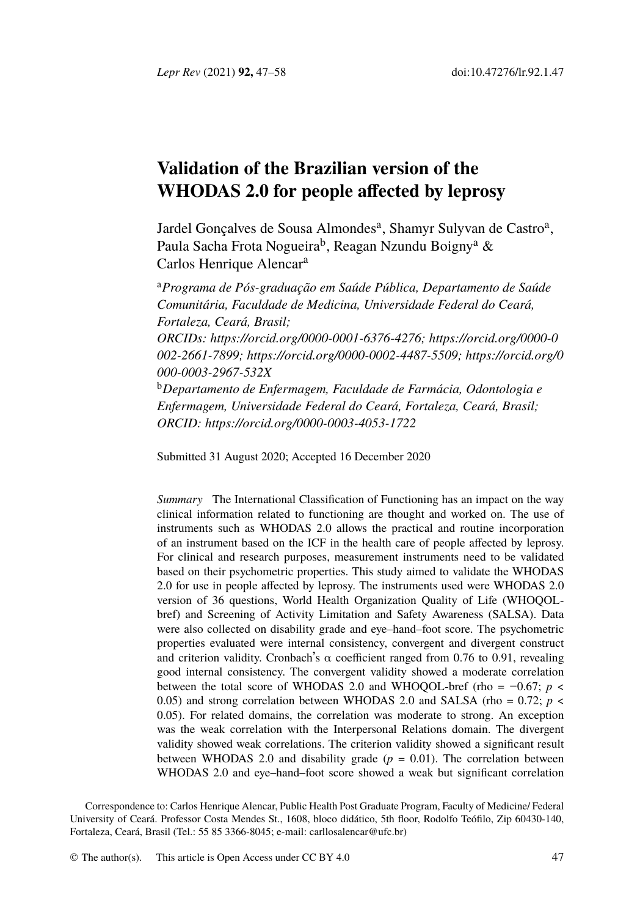# Validation of the Brazilian version of the WHODAS 2.0 for people affected by leprosy

Jardel Gonçalves de Sousa Almondes[a], Shamyr Sulyvan de Castro[a], Paula Sacha Frota Nogueira[b], Reagan Nzundu Boigny[a] & Carlos Henrique Alencar[a]

[a]*Programa de Pós-graduação em Saúde Pública, Departamento de Saúde Comunitária, Faculdade de Medicina, Universidade Federal do Ceará, Fortaleza, Ceará, Brasil;*
*ORCIDs: https://orcid.org/0000-0001-6376-4276; https://orcid.org/0000-0002-2661-7899; https://orcid.org/0000-0002-4487-5509; https://orcid.org/0000-0003-2967-532X*

[b]*Departamento de Enfermagem, Faculdade de Farmácia, Odontologia e Enfermagem, Universidade Federal do Ceará, Fortaleza, Ceará, Brasil; ORCID: https://orcid.org/0000-0003-4053-1722*

Submitted 31 August 2020; Accepted 16 December 2020

*Summary* The International Classification of Functioning has an impact on the way clinical information related to functioning are thought and worked on. The use of instruments such as WHODAS 2.0 allows the practical and routine incorporation of an instrument based on the ICF in the health care of people affected by leprosy. For clinical and research purposes, measurement instruments need to be validated based on their psychometric properties. This study aimed to validate the WHODAS 2.0 for use in people affected by leprosy. The instruments used were WHODAS 2.0 version of 36 questions, World Health Organization Quality of Life (WHOQOL-bref) and Screening of Activity Limitation and Safety Awareness (SALSA). Data were also collected on disability grade and eye–hand–foot score. The psychometric properties evaluated were internal consistency, convergent and divergent construct and criterion validity. Cronbach's $\alpha$ coefficient ranged from 0.76 to 0.91, revealing good internal consistency. The convergent validity showed a moderate correlation between the total score of WHODAS 2.0 and WHOQOL-bref (rho = −0.67; $p < 0.05$) and strong correlation between WHODAS 2.0 and SALSA (rho = 0.72; $p < 0.05$). For related domains, the correlation was moderate to strong. An exception was the weak correlation with the Interpersonal Relations domain. The divergent validity showed weak correlations. The criterion validity showed a significant result between WHODAS 2.0 and disability grade ($p = 0.01$). The correlation between WHODAS 2.0 and eye–hand–foot score showed a weak but significant correlation

Correspondence to: Carlos Henrique Alencar, Public Health Post Graduate Program, Faculty of Medicine/ Federal University of Ceará. Professor Costa Mendes St., 1608, bloco didático, 5th floor, Rodolfo Teófilo, Zip 60430-140, Fortaleza, Ceará, Brasil (Tel.: 55 85 3366-8045; e-mail: carllosalencar@ufc.br)

© The author(s). This article is Open Access under CC BY 4.0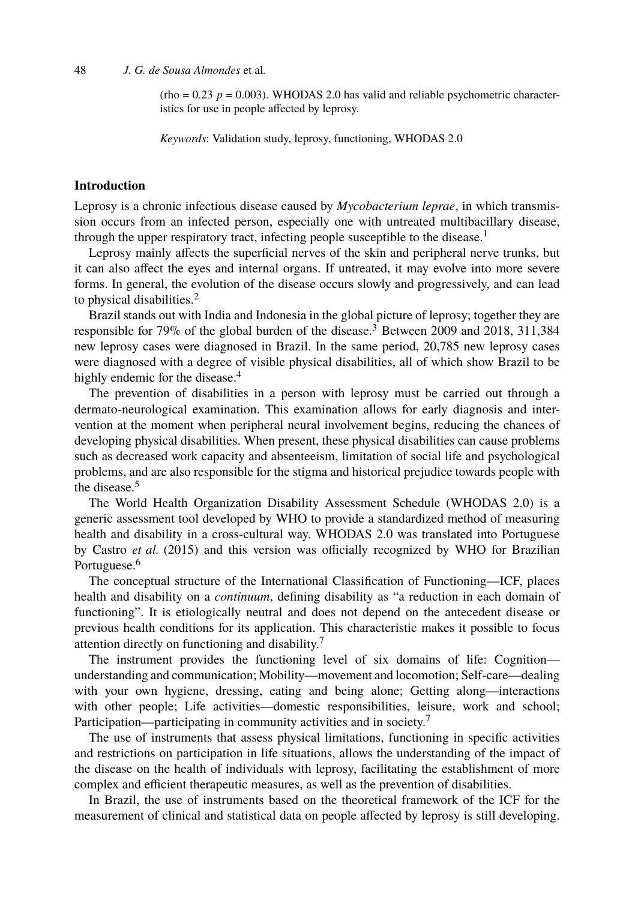(rho = 0.23 $p = 0.003$). WHODAS 2.0 has valid and reliable psychometric characteristics for use in people affected by leprosy.

*Keywords*: Validation study, leprosy, functioning, WHODAS 2.0

## Introduction

Leprosy is a chronic infectious disease caused by *Mycobacterium leprae*, in which transmission occurs from an infected person, especially one with untreated multibacillary disease, through the upper respiratory tract, infecting people susceptible to the disease.[1]

Leprosy mainly affects the superficial nerves of the skin and peripheral nerve trunks, but it can also affect the eyes and internal organs. If untreated, it may evolve into more severe forms. In general, the evolution of the disease occurs slowly and progressively, and can lead to physical disabilities.[2]

Brazil stands out with India and Indonesia in the global picture of leprosy; together they are responsible for 79% of the global burden of the disease.[3] Between 2009 and 2018, 311,384 new leprosy cases were diagnosed in Brazil. In the same period, 20,785 new leprosy cases were diagnosed with a degree of visible physical disabilities, all of which show Brazil to be highly endemic for the disease.[4]

The prevention of disabilities in a person with leprosy must be carried out through a dermato-neurological examination. This examination allows for early diagnosis and intervention at the moment when peripheral neural involvement begins, reducing the chances of developing physical disabilities. When present, these physical disabilities can cause problems such as decreased work capacity and absenteeism, limitation of social life and psychological problems, and are also responsible for the stigma and historical prejudice towards people with the disease.[5]

The World Health Organization Disability Assessment Schedule (WHODAS 2.0) is a generic assessment tool developed by WHO to provide a standardized method of measuring health and disability in a cross-cultural way. WHODAS 2.0 was translated into Portuguese by Castro *et al.* (2015) and this version was officially recognized by WHO for Brazilian Portuguese.[6]

The conceptual structure of the International Classification of Functioning—ICF, places health and disability on a *continuum*, defining disability as "a reduction in each domain of functioning". It is etiologically neutral and does not depend on the antecedent disease or previous health conditions for its application. This characteristic makes it possible to focus attention directly on functioning and disability.[7]

The instrument provides the functioning level of six domains of life: Cognition—understanding and communication; Mobility—movement and locomotion; Self-care—dealing with your own hygiene, dressing, eating and being alone; Getting along—interactions with other people; Life activities—domestic responsibilities, leisure, work and school; Participation—participating in community activities and in society.[7]

The use of instruments that assess physical limitations, functioning in specific activities and restrictions on participation in life situations, allows the understanding of the impact of the disease on the health of individuals with leprosy, facilitating the establishment of more complex and efficient therapeutic measures, as well as the prevention of disabilities.

In Brazil, the use of instruments based on the theoretical framework of the ICF for the measurement of clinical and statistical data on people affected by leprosy is still developing.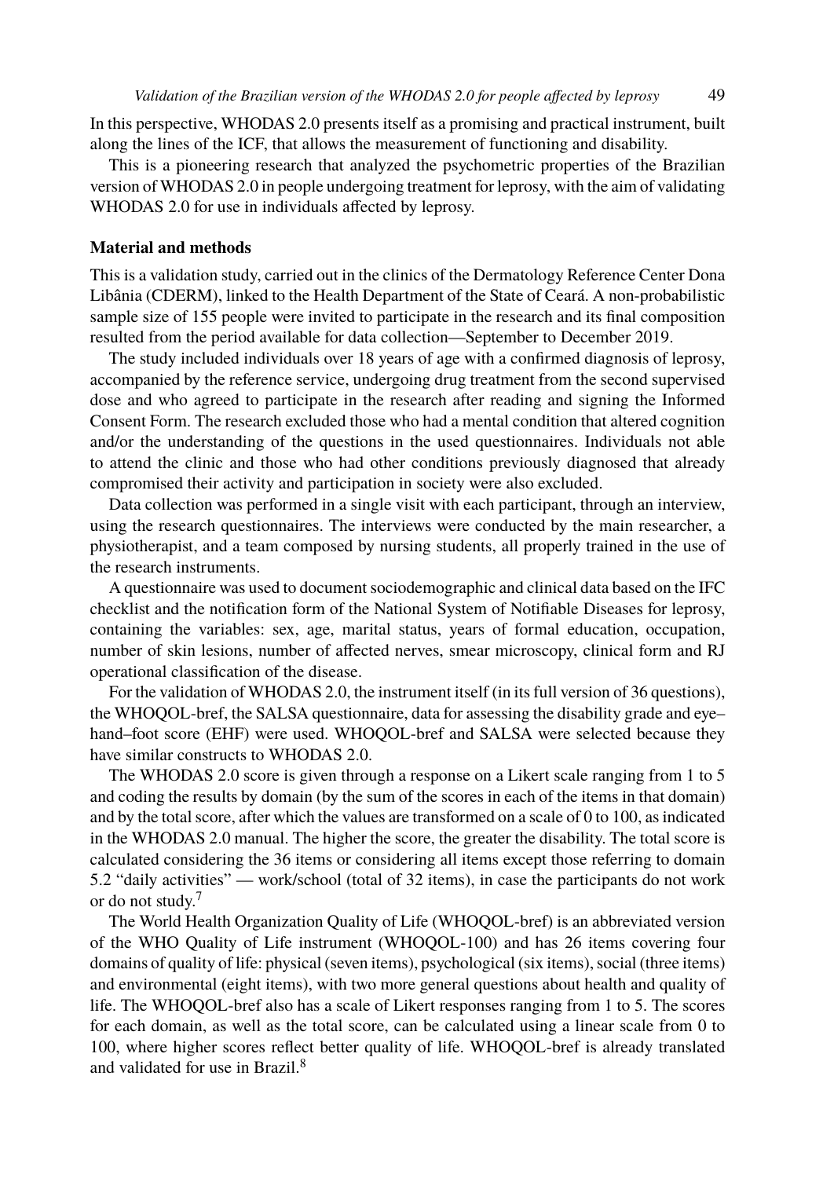In this perspective, WHODAS 2.0 presents itself as a promising and practical instrument, built along the lines of the ICF, that allows the measurement of functioning and disability.

This is a pioneering research that analyzed the psychometric properties of the Brazilian version of WHODAS 2.0 in people undergoing treatment for leprosy, with the aim of validating WHODAS 2.0 for use in individuals affected by leprosy.

## Material and methods

This is a validation study, carried out in the clinics of the Dermatology Reference Center Dona Libânia (CDERM), linked to the Health Department of the State of Ceará. A non-probabilistic sample size of 155 people were invited to participate in the research and its final composition resulted from the period available for data collection—September to December 2019.

The study included individuals over 18 years of age with a confirmed diagnosis of leprosy, accompanied by the reference service, undergoing drug treatment from the second supervised dose and who agreed to participate in the research after reading and signing the Informed Consent Form. The research excluded those who had a mental condition that altered cognition and/or the understanding of the questions in the used questionnaires. Individuals not able to attend the clinic and those who had other conditions previously diagnosed that already compromised their activity and participation in society were also excluded.

Data collection was performed in a single visit with each participant, through an interview, using the research questionnaires. The interviews were conducted by the main researcher, a physiotherapist, and a team composed by nursing students, all properly trained in the use of the research instruments.

A questionnaire was used to document sociodemographic and clinical data based on the IFC checklist and the notification form of the National System of Notifiable Diseases for leprosy, containing the variables: sex, age, marital status, years of formal education, occupation, number of skin lesions, number of affected nerves, smear microscopy, clinical form and RJ operational classification of the disease.

For the validation of WHODAS 2.0, the instrument itself (in its full version of 36 questions), the WHOQOL-bref, the SALSA questionnaire, data for assessing the disability grade and eye–hand–foot score (EHF) were used. WHOQOL-bref and SALSA were selected because they have similar constructs to WHODAS 2.0.

The WHODAS 2.0 score is given through a response on a Likert scale ranging from 1 to 5 and coding the results by domain (by the sum of the scores in each of the items in that domain) and by the total score, after which the values are transformed on a scale of 0 to 100, as indicated in the WHODAS 2.0 manual. The higher the score, the greater the disability. The total score is calculated considering the 36 items or considering all items except those referring to domain 5.2 "daily activities" — work/school (total of 32 items), in case the participants do not work or do not study.[7]

The World Health Organization Quality of Life (WHOQOL-bref) is an abbreviated version of the WHO Quality of Life instrument (WHOQOL-100) and has 26 items covering four domains of quality of life: physical (seven items), psychological (six items), social (three items) and environmental (eight items), with two more general questions about health and quality of life. The WHOQOL-bref also has a scale of Likert responses ranging from 1 to 5. The scores for each domain, as well as the total score, can be calculated using a linear scale from 0 to 100, where higher scores reflect better quality of life. WHOQOL-bref is already translated and validated for use in Brazil.[8]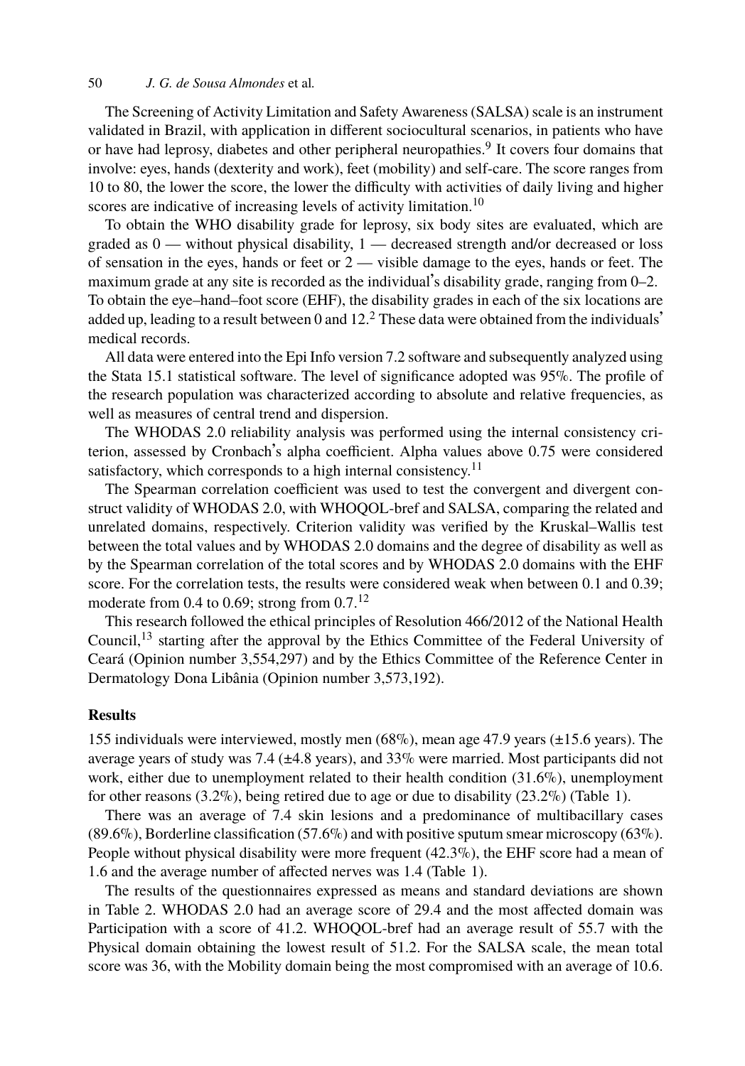The Screening of Activity Limitation and Safety Awareness (SALSA) scale is an instrument validated in Brazil, with application in different sociocultural scenarios, in patients who have or have had leprosy, diabetes and other peripheral neuropathies.[9] It covers four domains that involve: eyes, hands (dexterity and work), feet (mobility) and self-care. The score ranges from 10 to 80, the lower the score, the lower the difficulty with activities of daily living and higher scores are indicative of increasing levels of activity limitation.[10]

To obtain the WHO disability grade for leprosy, six body sites are evaluated, which are graded as 0 — without physical disability, 1 — decreased strength and/or decreased or loss of sensation in the eyes, hands or feet or 2 — visible damage to the eyes, hands or feet. The maximum grade at any site is recorded as the individual's disability grade, ranging from 0–2. To obtain the eye–hand–foot score (EHF), the disability grades in each of the six locations are added up, leading to a result between 0 and 12.[2] These data were obtained from the individuals' medical records.

All data were entered into the Epi Info version 7.2 software and subsequently analyzed using the Stata 15.1 statistical software. The level of significance adopted was 95%. The profile of the research population was characterized according to absolute and relative frequencies, as well as measures of central trend and dispersion.

The WHODAS 2.0 reliability analysis was performed using the internal consistency criterion, assessed by Cronbach's alpha coefficient. Alpha values above 0.75 were considered satisfactory, which corresponds to a high internal consistency.[11]

The Spearman correlation coefficient was used to test the convergent and divergent construct validity of WHODAS 2.0, with WHOQOL-bref and SALSA, comparing the related and unrelated domains, respectively. Criterion validity was verified by the Kruskal–Wallis test between the total values and by WHODAS 2.0 domains and the degree of disability as well as by the Spearman correlation of the total scores and by WHODAS 2.0 domains with the EHF score. For the correlation tests, the results were considered weak when between 0.1 and 0.39; moderate from 0.4 to 0.69; strong from 0.7.[12]

This research followed the ethical principles of Resolution 466/2012 of the National Health Council,[13] starting after the approval by the Ethics Committee of the Federal University of Ceará (Opinion number 3,554,297) and by the Ethics Committee of the Reference Center in Dermatology Dona Libânia (Opinion number 3,573,192).

## Results

155 individuals were interviewed, mostly men (68%), mean age 47.9 years (±15.6 years). The average years of study was 7.4 (±4.8 years), and 33% were married. Most participants did not work, either due to unemployment related to their health condition (31.6%), unemployment for other reasons (3.2%), being retired due to age or due to disability (23.2%) (Table 1).

There was an average of 7.4 skin lesions and a predominance of multibacillary cases (89.6%), Borderline classification (57.6%) and with positive sputum smear microscopy (63%). People without physical disability were more frequent (42.3%), the EHF score had a mean of 1.6 and the average number of affected nerves was 1.4 (Table 1).

The results of the questionnaires expressed as means and standard deviations are shown in Table 2. WHODAS 2.0 had an average score of 29.4 and the most affected domain was Participation with a score of 41.2. WHOQOL-bref had an average result of 55.7 with the Physical domain obtaining the lowest result of 51.2. For the SALSA scale, the mean total score was 36, with the Mobility domain being the most compromised with an average of 10.6.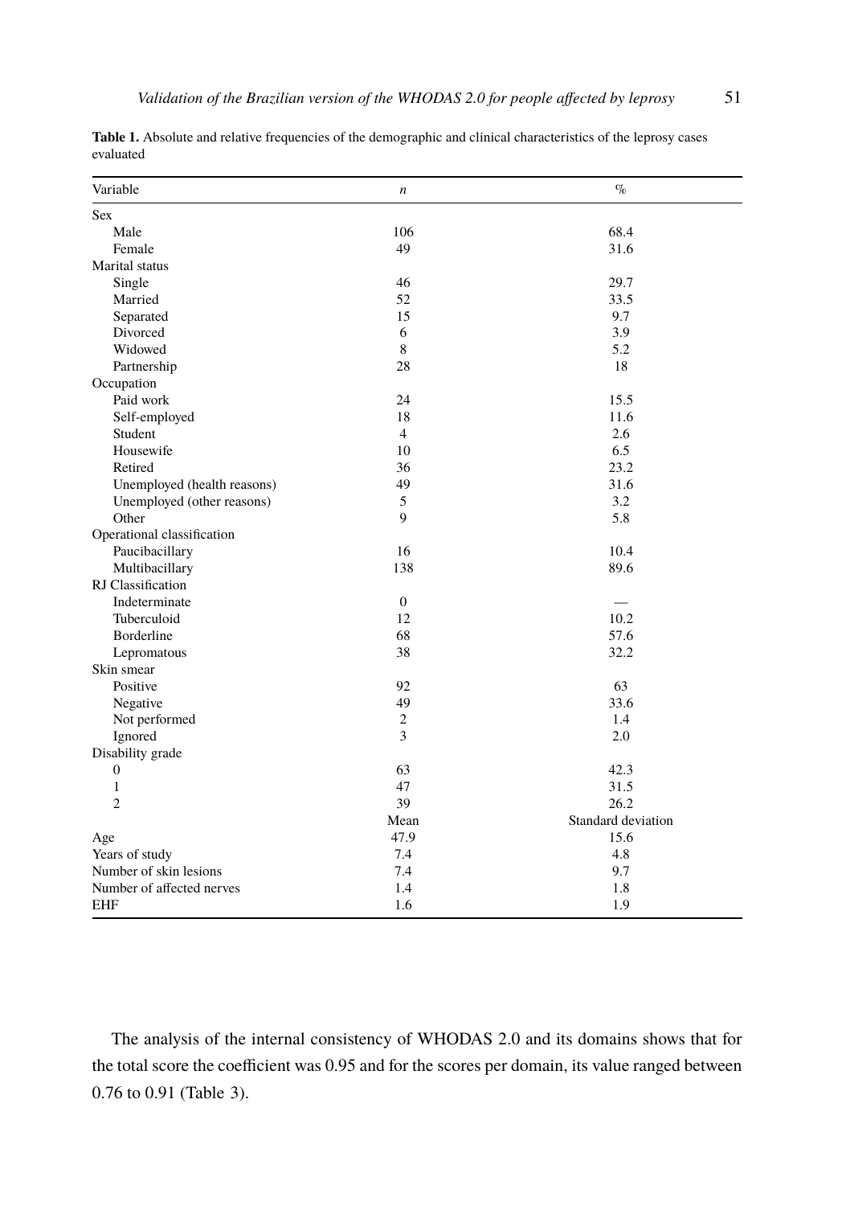**Table 1.** Absolute and relative frequencies of the demographic and clinical characteristics of the leprosy cases evaluated

| Variable | $n$ | % |
|---|---|---|
| Sex | | |
| Male | 106 | 68.4 |
| Female | 49 | 31.6 |
| Marital status | | |
| Single | 46 | 29.7 |
| Married | 52 | 33.5 |
| Separated | 15 | 9.7 |
| Divorced | 6 | 3.9 |
| Widowed | 8 | 5.2 |
| Partnership | 28 | 18 |
| Occupation | | |
| Paid work | 24 | 15.5 |
| Self-employed | 18 | 11.6 |
| Student | 4 | 2.6 |
| Housewife | 10 | 6.5 |
| Retired | 36 | 23.2 |
| Unemployed (health reasons) | 49 | 31.6 |
| Unemployed (other reasons) | 5 | 3.2 |
| Other | 9 | 5.8 |
| Operational classification | | |
| Paucibacillary | 16 | 10.4 |
| Multibacillary | 138 | 89.6 |
| RJ Classification | | |
| Indeterminate | 0 | — |
| Tuberculoid | 12 | 10.2 |
| Borderline | 68 | 57.6 |
| Lepromatous | 38 | 32.2 |
| Skin smear | | |
| Positive | 92 | 63 |
| Negative | 49 | 33.6 |
| Not performed | 2 | 1.4 |
| Ignored | 3 | 2.0 |
| Disability grade | | |
| 0 | 63 | 42.3 |
| 1 | 47 | 31.5 |
| 2 | 39 | 26.2 |
| | Mean | Standard deviation |
| Age | 47.9 | 15.6 |
| Years of study | 7.4 | 4.8 |
| Number of skin lesions | 7.4 | 9.7 |
| Number of affected nerves | 1.4 | 1.8 |
| EHF | 1.6 | 1.9 |

The analysis of the internal consistency of WHODAS 2.0 and its domains shows that for the total score the coefficient was 0.95 and for the scores per domain, its value ranged between 0.76 to 0.91 (Table 3).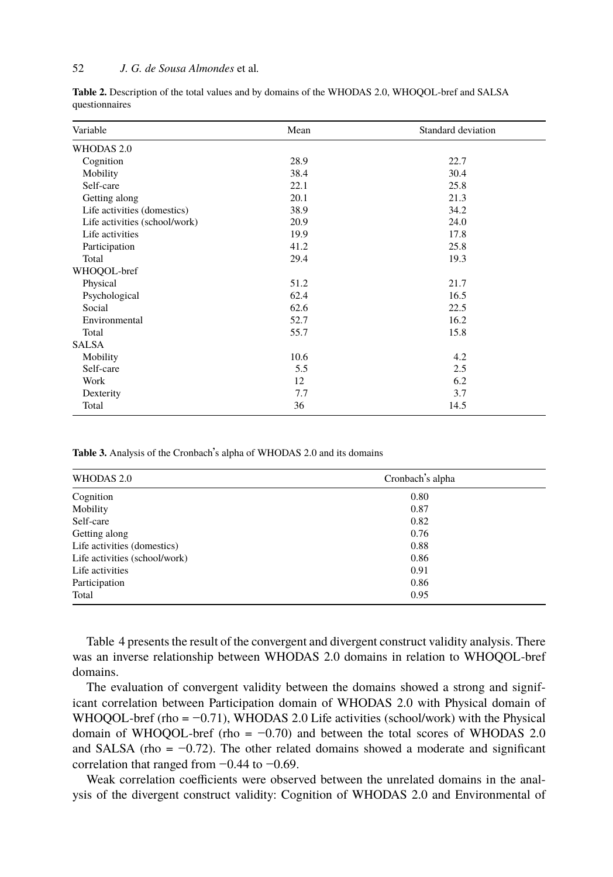**Table 2.** Description of the total values and by domains of the WHODAS 2.0, WHOQOL-bref and SALSA questionnaires

| Variable | Mean | Standard deviation |
|---|---|---|
| WHODAS 2.0 | | |
| Cognition | 28.9 | 22.7 |
| Mobility | 38.4 | 30.4 |
| Self-care | 22.1 | 25.8 |
| Getting along | 20.1 | 21.3 |
| Life activities (domestics) | 38.9 | 34.2 |
| Life activities (school/work) | 20.9 | 24.0 |
| Life activities | 19.9 | 17.8 |
| Participation | 41.2 | 25.8 |
| Total | 29.4 | 19.3 |
| WHOQOL-bref | | |
| Physical | 51.2 | 21.7 |
| Psychological | 62.4 | 16.5 |
| Social | 62.6 | 22.5 |
| Environmental | 52.7 | 16.2 |
| Total | 55.7 | 15.8 |
| SALSA | | |
| Mobility | 10.6 | 4.2 |
| Self-care | 5.5 | 2.5 |
| Work | 12 | 6.2 |
| Dexterity | 7.7 | 3.7 |
| Total | 36 | 14.5 |

**Table 3.** Analysis of the Cronbach's alpha of WHODAS 2.0 and its domains

| WHODAS 2.0 | Cronbach's alpha |
|---|---|
| Cognition | 0.80 |
| Mobility | 0.87 |
| Self-care | 0.82 |
| Getting along | 0.76 |
| Life activities (domestics) | 0.88 |
| Life activities (school/work) | 0.86 |
| Life activities | 0.91 |
| Participation | 0.86 |
| Total | 0.95 |

Table 4 presents the result of the convergent and divergent construct validity analysis. There was an inverse relationship between WHODAS 2.0 domains in relation to WHOQOL-bref domains.

The evaluation of convergent validity between the domains showed a strong and significant correlation between Participation domain of WHODAS 2.0 with Physical domain of WHOQOL-bref (rho = −0.71), WHODAS 2.0 Life activities (school/work) with the Physical domain of WHOQOL-bref (rho = −0.70) and between the total scores of WHODAS 2.0 and SALSA (rho = −0.72). The other related domains showed a moderate and significant correlation that ranged from −0.44 to −0.69.

Weak correlation coefficients were observed between the unrelated domains in the analysis of the divergent construct validity: Cognition of WHODAS 2.0 and Environmental of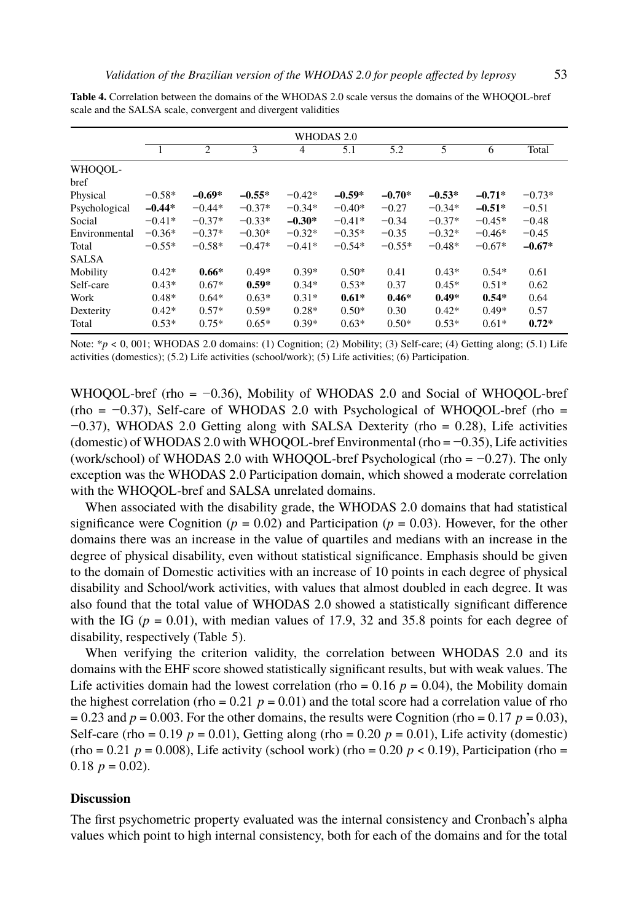**Table 4.** Correlation between the domains of the WHODAS 2.0 scale versus the domains of the WHOQOL-bref scale and the SALSA scale, convergent and divergent validities

| | WHODAS 2.0 | | | | | | | | |
|---|---|---|---|---|---|---|---|---|---|
| | 1 | 2 | 3 | 4 | 5.1 | 5.2 | 5 | 6 | Total |
| WHOQOL-bref | | | | | | | | | |
| Physical | −0.58* | **–0.69*** | **–0.55*** | −0.42* | **–0.59*** | **–0.70*** | **–0.53*** | **–0.71*** | −0.73* |
| Psychological | **–0.44*** | −0.44* | −0.37* | −0.34* | −0.40* | −0.27 | −0.34* | **–0.51*** | −0.51 |
| Social | −0.41* | −0.37* | −0.33* | **–0.30*** | −0.41* | −0.34 | −0.37* | −0.45* | −0.48 |
| Environmental | −0.36* | −0.37* | −0.30* | −0.32* | −0.35* | −0.35 | −0.32* | −0.46* | −0.45 |
| Total | −0.55* | −0.58* | −0.47* | −0.41* | −0.54* | −0.55* | −0.48* | −0.67* | **–0.67*** |
| SALSA | | | | | | | | | |
| Mobility | 0.42* | **0.66*** | 0.49* | 0.39* | 0.50* | 0.41 | 0.43* | 0.54* | 0.61 |
| Self-care | 0.43* | 0.67* | **0.59*** | 0.34* | 0.53* | 0.37 | 0.45* | 0.51* | 0.62 |
| Work | 0.48* | 0.64* | 0.63* | 0.31* | **0.61*** | **0.46*** | **0.49*** | **0.54*** | 0.64 |
| Dexterity | 0.42* | 0.57* | 0.59* | 0.28* | 0.50* | 0.30 | 0.42* | 0.49* | 0.57 |
| Total | 0.53* | 0.75* | 0.65* | 0.39* | 0.63* | 0.50* | 0.53* | 0.61* | **0.72*** |

Note: *$p < 0, 001$; WHODAS 2.0 domains: (1) Cognition; (2) Mobility; (3) Self-care; (4) Getting along; (5.1) Life activities (domestics); (5.2) Life activities (school/work); (5) Life activities; (6) Participation.

WHOQOL-bref (rho = −0.36), Mobility of WHODAS 2.0 and Social of WHOQOL-bref (rho = −0.37), Self-care of WHODAS 2.0 with Psychological of WHOQOL-bref (rho = −0.37), WHODAS 2.0 Getting along with SALSA Dexterity (rho = 0.28), Life activities (domestic) of WHODAS 2.0 with WHOQOL-bref Environmental (rho = −0.35), Life activities (work/school) of WHODAS 2.0 with WHOQOL-bref Psychological (rho = −0.27). The only exception was the WHODAS 2.0 Participation domain, which showed a moderate correlation with the WHOQOL-bref and SALSA unrelated domains.

When associated with the disability grade, the WHODAS 2.0 domains that had statistical significance were Cognition ($p = 0.02$) and Participation ($p = 0.03$). However, for the other domains there was an increase in the value of quartiles and medians with an increase in the degree of physical disability, even without statistical significance. Emphasis should be given to the domain of Domestic activities with an increase of 10 points in each degree of physical disability and School/work activities, with values that almost doubled in each degree. It was also found that the total value of WHODAS 2.0 showed a statistically significant difference with the IG ($p = 0.01$), with median values of 17.9, 32 and 35.8 points for each degree of disability, respectively (Table 5).

When verifying the criterion validity, the correlation between WHODAS 2.0 and its domains with the EHF score showed statistically significant results, but with weak values. The Life activities domain had the lowest correlation (rho = 0.16 $p = 0.04$), the Mobility domain the highest correlation (rho = 0.21 $p = 0.01$) and the total score had a correlation value of rho = 0.23 and $p = 0.003$. For the other domains, the results were Cognition (rho = 0.17 $p = 0.03$), Self-care (rho = 0.19 $p = 0.01$), Getting along (rho = 0.20 $p = 0.01$), Life activity (domestic) (rho = 0.21 $p = 0.008$), Life activity (school work) (rho = 0.20 $p < 0.19$), Participation (rho = 0.18 $p = 0.02$).

## Discussion

The first psychometric property evaluated was the internal consistency and Cronbach's alpha values which point to high internal consistency, both for each of the domains and for the total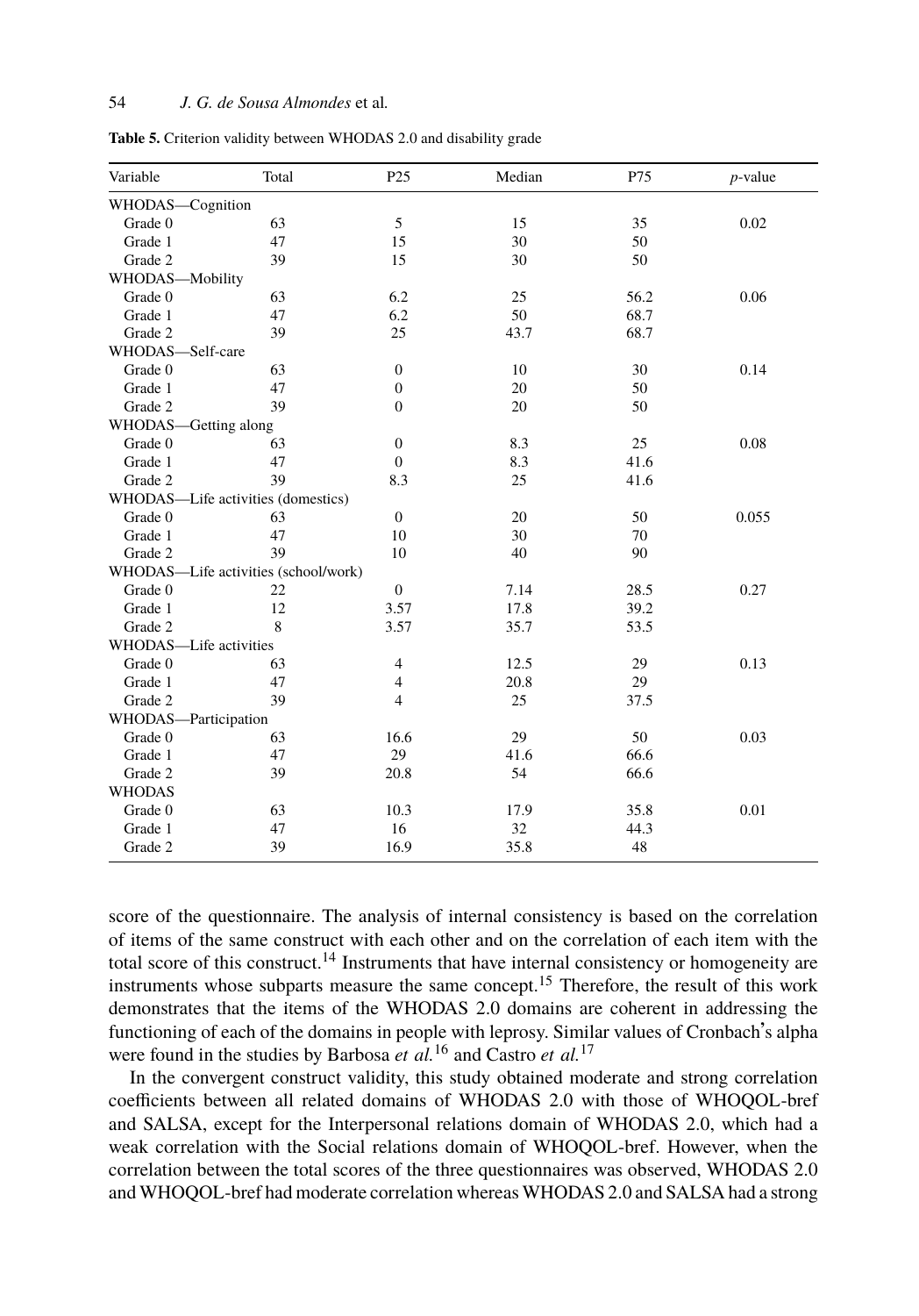**Table 5.** Criterion validity between WHODAS 2.0 and disability grade

| Variable | Total | P25 | Median | P75 | *p*-value |
|---|---|---|---|---|---|
| WHODAS—Cognition | | | | | |
| Grade 0 | 63 | 5 | 15 | 35 | 0.02 |
| Grade 1 | 47 | 15 | 30 | 50 | |
| Grade 2 | 39 | 15 | 30 | 50 | |
| WHODAS—Mobility | | | | | |
| Grade 0 | 63 | 6.2 | 25 | 56.2 | 0.06 |
| Grade 1 | 47 | 6.2 | 50 | 68.7 | |
| Grade 2 | 39 | 25 | 43.7 | 68.7 | |
| WHODAS—Self-care | | | | | |
| Grade 0 | 63 | 0 | 10 | 30 | 0.14 |
| Grade 1 | 47 | 0 | 20 | 50 | |
| Grade 2 | 39 | 0 | 20 | 50 | |
| WHODAS—Getting along | | | | | |
| Grade 0 | 63 | 0 | 8.3 | 25 | 0.08 |
| Grade 1 | 47 | 0 | 8.3 | 41.6 | |
| Grade 2 | 39 | 8.3 | 25 | 41.6 | |
| WHODAS—Life activities (domestics) | | | | | |
| Grade 0 | 63 | 0 | 20 | 50 | 0.055 |
| Grade 1 | 47 | 10 | 30 | 70 | |
| Grade 2 | 39 | 10 | 40 | 90 | |
| WHODAS—Life activities (school/work) | | | | | |
| Grade 0 | 22 | 0 | 7.14 | 28.5 | 0.27 |
| Grade 1 | 12 | 3.57 | 17.8 | 39.2 | |
| Grade 2 | 8 | 3.57 | 35.7 | 53.5 | |
| WHODAS—Life activities | | | | | |
| Grade 0 | 63 | 4 | 12.5 | 29 | 0.13 |
| Grade 1 | 47 | 4 | 20.8 | 29 | |
| Grade 2 | 39 | 4 | 25 | 37.5 | |
| WHODAS—Participation | | | | | |
| Grade 0 | 63 | 16.6 | 29 | 50 | 0.03 |
| Grade 1 | 47 | 29 | 41.6 | 66.6 | |
| Grade 2 | 39 | 20.8 | 54 | 66.6 | |
| WHODAS | | | | | |
| Grade 0 | 63 | 10.3 | 17.9 | 35.8 | 0.01 |
| Grade 1 | 47 | 16 | 32 | 44.3 | |
| Grade 2 | 39 | 16.9 | 35.8 | 48 | |

score of the questionnaire. The analysis of internal consistency is based on the correlation of items of the same construct with each other and on the correlation of each item with the total score of this construct.[14] Instruments that have internal consistency or homogeneity are instruments whose subparts measure the same concept.[15] Therefore, the result of this work demonstrates that the items of the WHODAS 2.0 domains are coherent in addressing the functioning of each of the domains in people with leprosy. Similar values of Cronbach's alpha were found in the studies by Barbosa *et al.*[16] and Castro *et al.*[17]

In the convergent construct validity, this study obtained moderate and strong correlation coefficients between all related domains of WHODAS 2.0 with those of WHOQOL-bref and SALSA, except for the Interpersonal relations domain of WHODAS 2.0, which had a weak correlation with the Social relations domain of WHOQOL-bref. However, when the correlation between the total scores of the three questionnaires was observed, WHODAS 2.0 and WHOQOL-bref had moderate correlation whereas WHODAS 2.0 and SALSA had a strong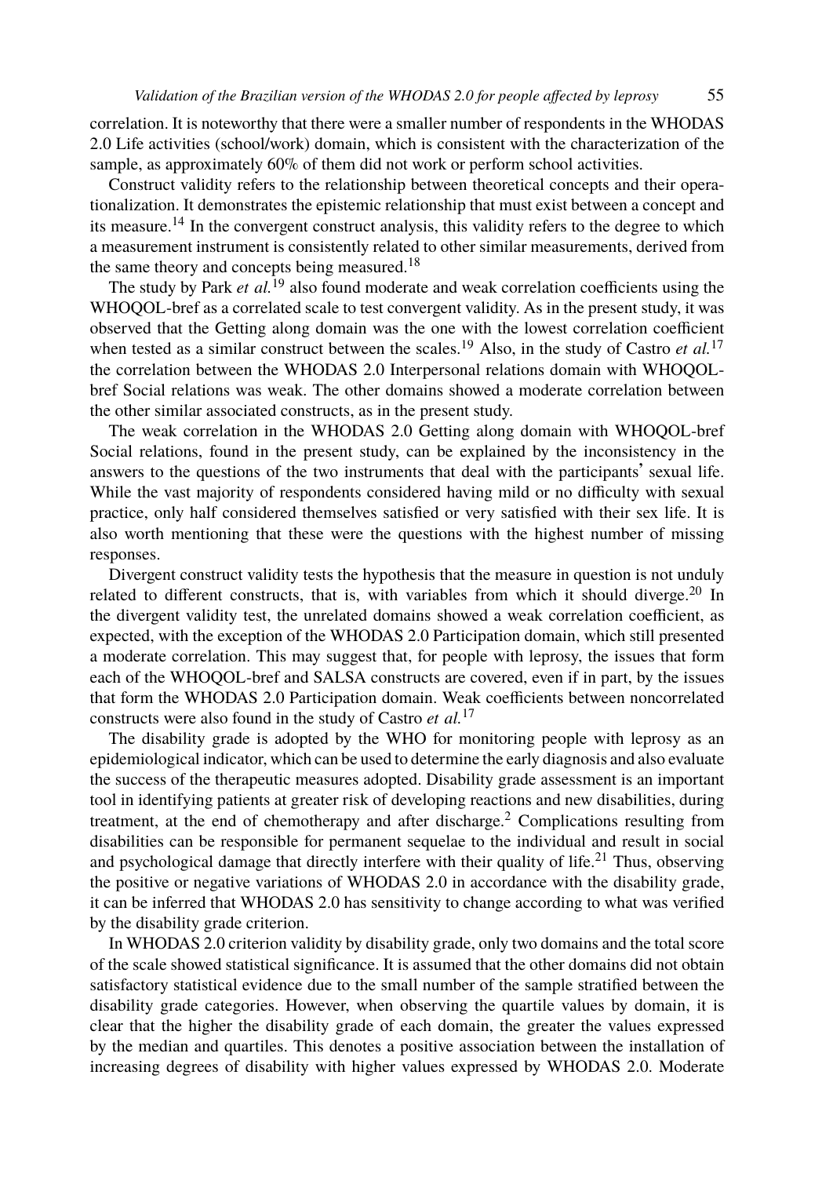correlation. It is noteworthy that there were a smaller number of respondents in the WHODAS 2.0 Life activities (school/work) domain, which is consistent with the characterization of the sample, as approximately 60% of them did not work or perform school activities.

Construct validity refers to the relationship between theoretical concepts and their operationalization. It demonstrates the epistemic relationship that must exist between a concept and its measure.[14] In the convergent construct analysis, this validity refers to the degree to which a measurement instrument is consistently related to other similar measurements, derived from the same theory and concepts being measured.[18]

The study by Park *et al.*[19] also found moderate and weak correlation coefficients using the WHOQOL-bref as a correlated scale to test convergent validity. As in the present study, it was observed that the Getting along domain was the one with the lowest correlation coefficient when tested as a similar construct between the scales.[19] Also, in the study of Castro *et al.*[17] the correlation between the WHODAS 2.0 Interpersonal relations domain with WHOQOL-bref Social relations was weak. The other domains showed a moderate correlation between the other similar associated constructs, as in the present study.

The weak correlation in the WHODAS 2.0 Getting along domain with WHOQOL-bref Social relations, found in the present study, can be explained by the inconsistency in the answers to the questions of the two instruments that deal with the participants' sexual life. While the vast majority of respondents considered having mild or no difficulty with sexual practice, only half considered themselves satisfied or very satisfied with their sex life. It is also worth mentioning that these were the questions with the highest number of missing responses.

Divergent construct validity tests the hypothesis that the measure in question is not unduly related to different constructs, that is, with variables from which it should diverge.[20] In the divergent validity test, the unrelated domains showed a weak correlation coefficient, as expected, with the exception of the WHODAS 2.0 Participation domain, which still presented a moderate correlation. This may suggest that, for people with leprosy, the issues that form each of the WHOQOL-bref and SALSA constructs are covered, even if in part, by the issues that form the WHODAS 2.0 Participation domain. Weak coefficients between noncorrelated constructs were also found in the study of Castro *et al.*[17]

The disability grade is adopted by the WHO for monitoring people with leprosy as an epidemiological indicator, which can be used to determine the early diagnosis and also evaluate the success of the therapeutic measures adopted. Disability grade assessment is an important tool in identifying patients at greater risk of developing reactions and new disabilities, during treatment, at the end of chemotherapy and after discharge.[2] Complications resulting from disabilities can be responsible for permanent sequelae to the individual and result in social and psychological damage that directly interfere with their quality of life.[21] Thus, observing the positive or negative variations of WHODAS 2.0 in accordance with the disability grade, it can be inferred that WHODAS 2.0 has sensitivity to change according to what was verified by the disability grade criterion.

In WHODAS 2.0 criterion validity by disability grade, only two domains and the total score of the scale showed statistical significance. It is assumed that the other domains did not obtain satisfactory statistical evidence due to the small number of the sample stratified between the disability grade categories. However, when observing the quartile values by domain, it is clear that the higher the disability grade of each domain, the greater the values expressed by the median and quartiles. This denotes a positive association between the installation of increasing degrees of disability with higher values expressed by WHODAS 2.0. Moderate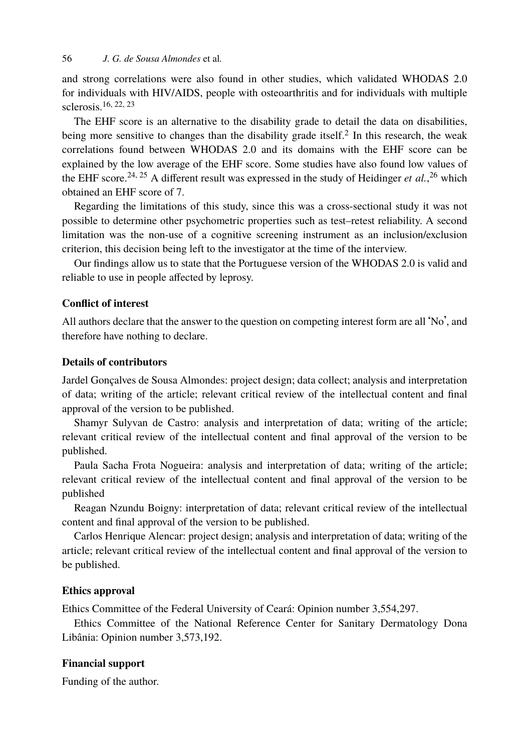and strong correlations were also found in other studies, which validated WHODAS 2.0 for individuals with HIV/AIDS, people with osteoarthritis and for individuals with multiple sclerosis.[16, 22, 23]

The EHF score is an alternative to the disability grade to detail the data on disabilities, being more sensitive to changes than the disability grade itself.[2] In this research, the weak correlations found between WHODAS 2.0 and its domains with the EHF score can be explained by the low average of the EHF score. Some studies have also found low values of the EHF score.[24, 25] A different result was expressed in the study of Heidinger *et al.*,[26] which obtained an EHF score of 7.

Regarding the limitations of this study, since this was a cross-sectional study it was not possible to determine other psychometric properties such as test–retest reliability. A second limitation was the non-use of a cognitive screening instrument as an inclusion/exclusion criterion, this decision being left to the investigator at the time of the interview.

Our findings allow us to state that the Portuguese version of the WHODAS 2.0 is valid and reliable to use in people affected by leprosy.

### Conflict of interest

All authors declare that the answer to the question on competing interest form are all 'No', and therefore have nothing to declare.

### Details of contributors

Jardel Gonçalves de Sousa Almondes: project design; data collect; analysis and interpretation of data; writing of the article; relevant critical review of the intellectual content and final approval of the version to be published.

Shamyr Sulyvan de Castro: analysis and interpretation of data; writing of the article; relevant critical review of the intellectual content and final approval of the version to be published.

Paula Sacha Frota Nogueira: analysis and interpretation of data; writing of the article; relevant critical review of the intellectual content and final approval of the version to be published

Reagan Nzundu Boigny: interpretation of data; relevant critical review of the intellectual content and final approval of the version to be published.

Carlos Henrique Alencar: project design; analysis and interpretation of data; writing of the article; relevant critical review of the intellectual content and final approval of the version to be published.

### Ethics approval

Ethics Committee of the Federal University of Ceará: Opinion number 3,554,297.

Ethics Committee of the National Reference Center for Sanitary Dermatology Dona Libânia: Opinion number 3,573,192.

### Financial support

Funding of the author.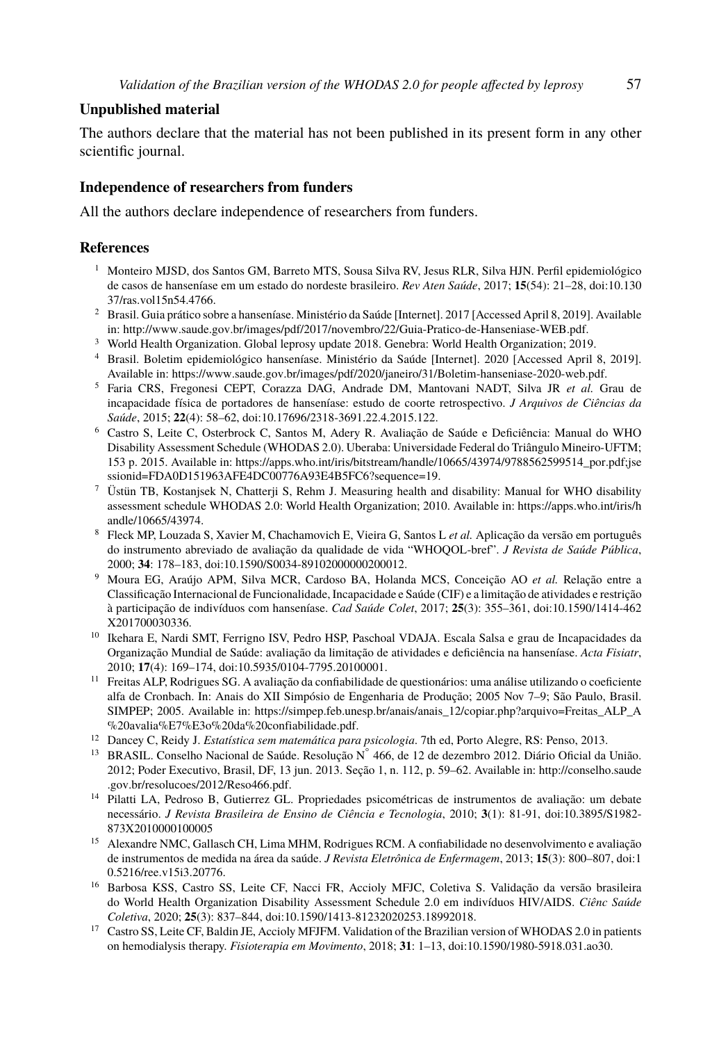## Unpublished material

The authors declare that the material has not been published in its present form in any other scientific journal.

## Independence of researchers from funders

All the authors declare independence of researchers from funders.

## References

1. Monteiro MJSD, dos Santos GM, Barreto MTS, Sousa Silva RV, Jesus RLR, Silva HJN. Perfil epidemiológico de casos de hanseníase em um estado do nordeste brasileiro. *Rev Aten Saúde*, 2017; **15**(54): 21–28, doi:10.13037/ras.vol15n54.4766.
2. Brasil. Guia prático sobre a hanseníase. Ministério da Saúde [Internet]. 2017 [Accessed April 8, 2019]. Available in: http://www.saude.gov.br/images/pdf/2017/novembro/22/Guia-Pratico-de-Hanseniase-WEB.pdf.
3. World Health Organization. Global leprosy update 2018. Genebra: World Health Organization; 2019.
4. Brasil. Boletim epidemiológico hanseníase. Ministério da Saúde [Internet]. 2020 [Accessed April 8, 2019]. Available in: https://www.saude.gov.br/images/pdf/2020/janeiro/31/Boletim-hanseniase-2020-web.pdf.
5. Faria CRS, Fregonesi CEPT, Corazza DAG, Andrade DM, Mantovani NADT, Silva JR *et al.* Grau de incapacidade física de portadores de hanseníase: estudo de coorte retrospectivo. *J Arquivos de Ciências da Saúde*, 2015; **22**(4): 58–62, doi:10.17696/2318-3691.22.4.2015.122.
6. Castro S, Leite C, Osterbrock C, Santos M, Adery R. Avaliação de Saúde e Deficiência: Manual do WHO Disability Assessment Schedule (WHODAS 2.0). Uberaba: Universidade Federal do Triângulo Mineiro-UFTM; 153 p. 2015. Available in: https://apps.who.int/iris/bitstream/handle/10665/43974/9788562599514_por.pdf;jsessionid=FDA0D151963AFE4DC00776A93E4B5FC6?sequence=19.
7. Üstün TB, Kostanjsek N, Chatterji S, Rehm J. Measuring health and disability: Manual for WHO disability assessment schedule WHODAS 2.0: World Health Organization; 2010. Available in: https://apps.who.int/iris/handle/10665/43974.
8. Fleck MP, Louzada S, Xavier M, Chachamovich E, Vieira G, Santos L *et al.* Aplicação da versão em português do instrumento abreviado de avaliação da qualidade de vida "WHOQOL-bref". *J Revista de Saúde Pública*, 2000; **34**: 178–183, doi:10.1590/S0034-89102000000200012.
9. Moura EG, Araújo APM, Silva MCR, Cardoso BA, Holanda MCS, Conceição AO *et al.* Relação entre a Classificação Internacional de Funcionalidade, Incapacidade e Saúde (CIF) e a limitação de atividades e restrição à participação de indivíduos com hanseníase. *Cad Saúde Colet*, 2017; **25**(3): 355–361, doi:10.1590/1414-462X201700030336.
10. Ikehara E, Nardi SMT, Ferrigno ISV, Pedro HSP, Paschoal VDAJA. Escala Salsa e grau de Incapacidades da Organização Mundial de Saúde: avaliação da limitação de atividades e deficiência na hanseníase. *Acta Fisiatr*, 2010; **17**(4): 169–174, doi:10.5935/0104-7795.20100001.
11. Freitas ALP, Rodrigues SG. A avaliação da confiabilidade de questionários: uma análise utilizando o coeficiente alfa de Cronbach. In: Anais do XII Simpósio de Engenharia de Produção; 2005 Nov 7–9; São Paulo, Brasil. SIMPEP; 2005. Available in: https://simpep.feb.unesp.br/anais/anais_12/copiar.php?arquivo=Freitas_ALP_A%20avalia%E7%E3o%20da%20confiabilidade.pdf.
12. Dancey C, Reidy J. *Estatística sem matemática para psicologia*. 7th ed, Porto Alegre, RS: Penso, 2013.
13. BRASIL. Conselho Nacional de Saúde. Resolução N° 466, de 12 de dezembro 2012. Diário Oficial da União. 2012; Poder Executivo, Brasil, DF, 13 jun. 2013. Seção 1, n. 112, p. 59–62. Available in: http://conselho.saude.gov.br/resolucoes/2012/Reso466.pdf.
14. Pilatti LA, Pedroso B, Gutierrez GL. Propriedades psicométricas de instrumentos de avaliação: um debate necessário. *J Revista Brasileira de Ensino de Ciência e Tecnologia*, 2010; **3**(1): 81-91, doi:10.3895/S1982-873X2010000100005
15. Alexandre NMC, Gallasch CH, Lima MHM, Rodrigues RCM. A confiabilidade no desenvolvimento e avaliação de instrumentos de medida na área da saúde. *J Revista Eletrônica de Enfermagem*, 2013; **15**(3): 800–807, doi:10.5216/ree.v15i3.20776.
16. Barbosa KSS, Castro SS, Leite CF, Nacci FR, Accioly MFJC, Coletiva S. Validação da versão brasileira do World Health Organization Disability Assessment Schedule 2.0 em indivíduos HIV/AIDS. *Ciênc Saúde Coletiva*, 2020; **25**(3): 837–844, doi:10.1590/1413-81232020253.18992018.
17. Castro SS, Leite CF, Baldin JE, Accioly MFJFM. Validation of the Brazilian version of WHODAS 2.0 in patients on hemodialysis therapy. *Fisioterapia em Movimento*, 2018; **31**: 1–13, doi:10.1590/1980-5918.031.ao30.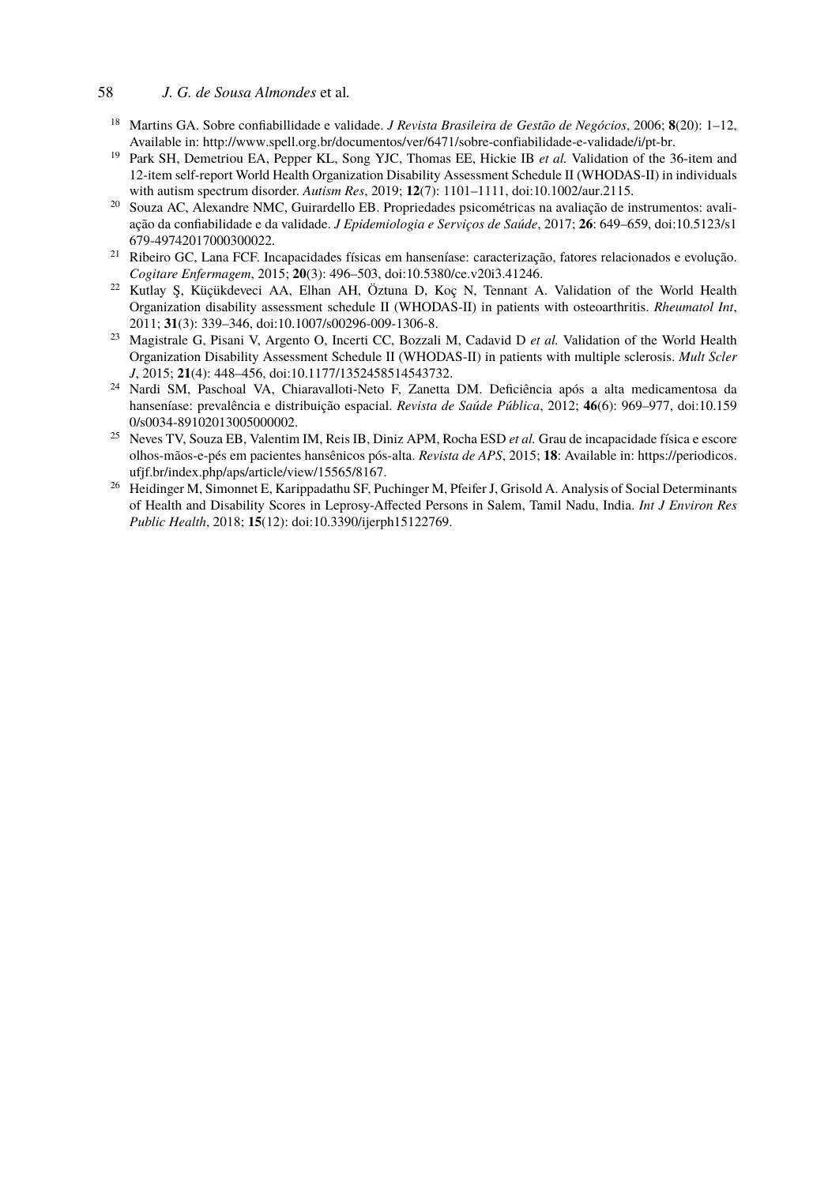[18] Martins GA. Sobre confiabillidade e validade. *J Revista Brasileira de Gestão de Negócios*, 2006; **8**(20): 1–12, Available in: http://www.spell.org.br/documentos/ver/6471/sobre-confiabilidade-e-validade/i/pt-br.

[19] Park SH, Demetriou EA, Pepper KL, Song YJC, Thomas EE, Hickie IB *et al.* Validation of the 36-item and 12-item self-report World Health Organization Disability Assessment Schedule II (WHODAS-II) in individuals with autism spectrum disorder. *Autism Res*, 2019; **12**(7): 1101–1111, doi:10.1002/aur.2115.

[20] Souza AC, Alexandre NMC, Guirardello EB. Propriedades psicométricas na avaliação de instrumentos: avaliação da confiabilidade e da validade. *J Epidemiologia e Serviços de Saúde*, 2017; **26**: 649–659, doi:10.5123/s1679-49742017000300022.

[21] Ribeiro GC, Lana FCF. Incapacidades físicas em hanseníase: caracterização, fatores relacionados e evolução. *Cogitare Enfermagem*, 2015; **20**(3): 496–503, doi:10.5380/ce.v20i3.41246.

[22] Kutlay Ş, Küçükdeveci AA, Elhan AH, Öztuna D, Koç N, Tennant A. Validation of the World Health Organization disability assessment schedule II (WHODAS-II) in patients with osteoarthritis. *Rheumatol Int*, 2011; **31**(3): 339–346, doi:10.1007/s00296-009-1306-8.

[23] Magistrale G, Pisani V, Argento O, Incerti CC, Bozzali M, Cadavid D *et al.* Validation of the World Health Organization Disability Assessment Schedule II (WHODAS-II) in patients with multiple sclerosis. *Mult Scler J*, 2015; **21**(4): 448–456, doi:10.1177/1352458514543732.

[24] Nardi SM, Paschoal VA, Chiaravalloti-Neto F, Zanetta DM. Deficiência após a alta medicamentosa da hanseníase: prevalência e distribuição espacial. *Revista de Saúde Pública*, 2012; **46**(6): 969–977, doi:10.1590/s0034-89102013005000002.

[25] Neves TV, Souza EB, Valentim IM, Reis IB, Diniz APM, Rocha ESD *et al.* Grau de incapacidade física e escore olhos-mãos-e-pés em pacientes hansênicos pós-alta. *Revista de APS*, 2015; **18**: Available in: https://periodicos.ufjf.br/index.php/aps/article/view/15565/8167.

[26] Heidinger M, Simonnet E, Karippadathu SF, Puchinger M, Pfeifer J, Grisold A. Analysis of Social Determinants of Health and Disability Scores in Leprosy-Affected Persons in Salem, Tamil Nadu, India. *Int J Environ Res Public Health*, 2018; **15**(12): doi:10.3390/ijerph15122769.